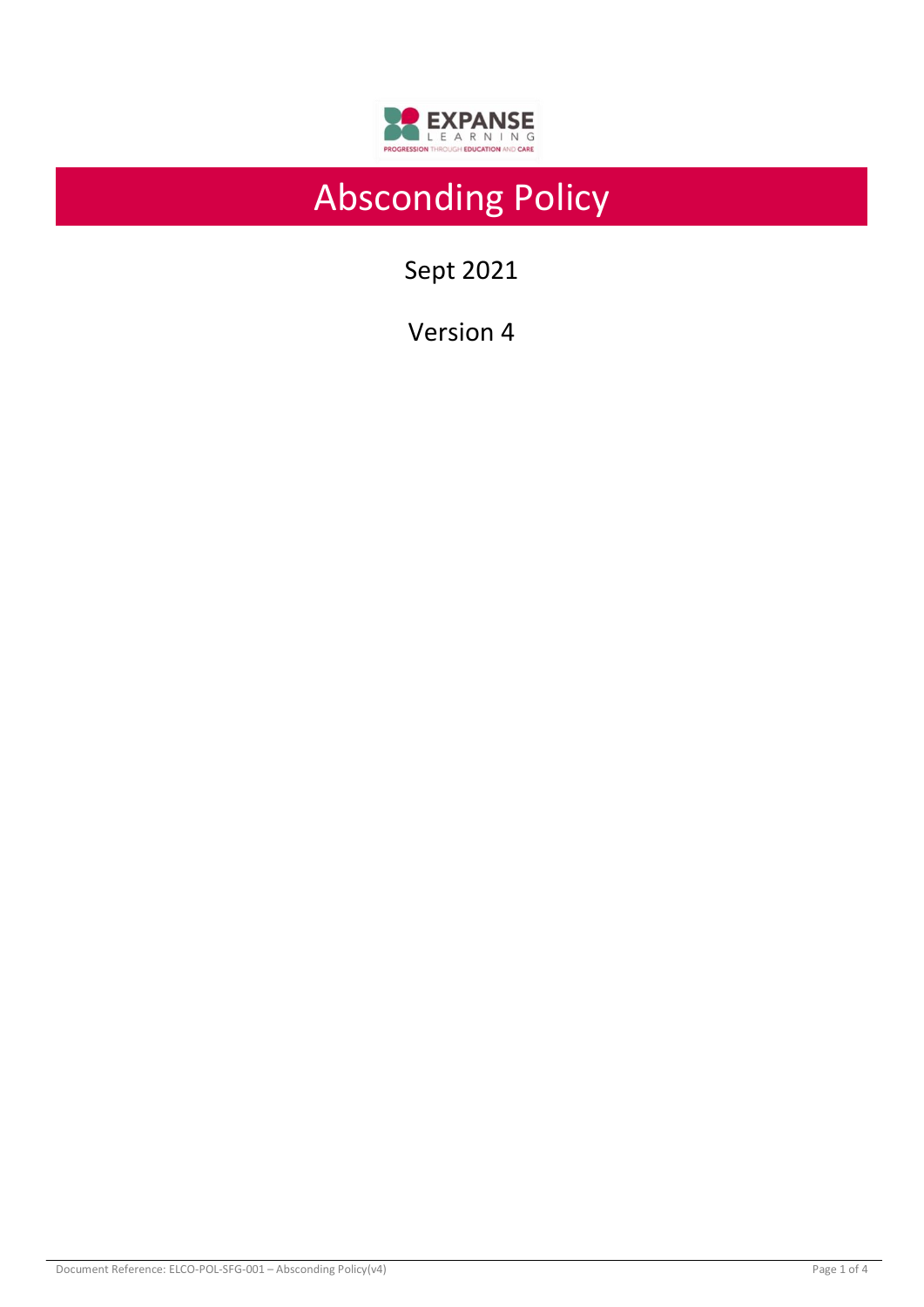# Absconding Policy

Sept 2021

Version 4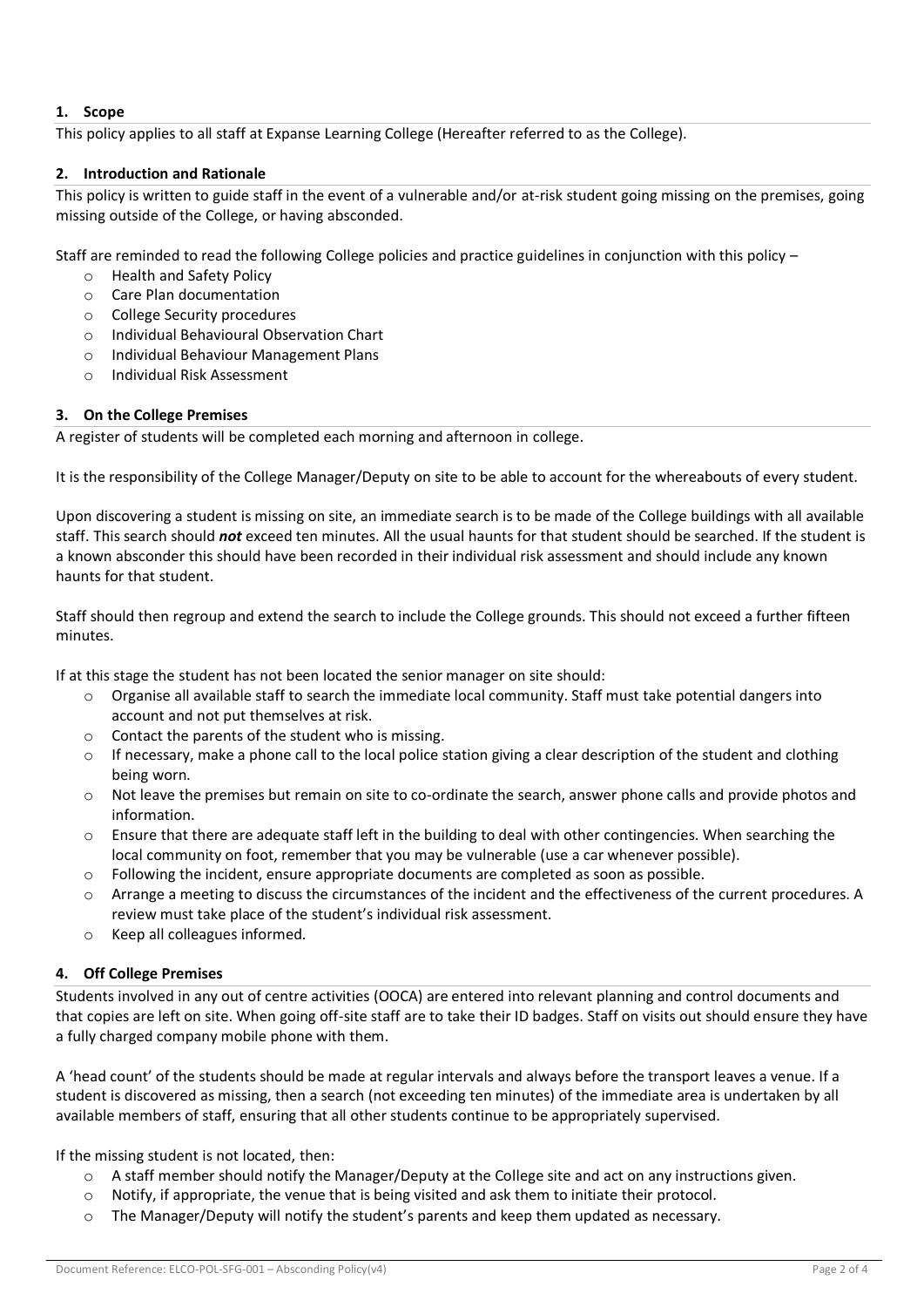## 1. Scope

This policy applies to all staff at Expanse Learning College (Hereafter referred to as the College).

## 2. Introduction and Rationale

This policy is written to guide staff in the event of a vulnerable and/or at-risk student going missing on the premises, going missing outside of the College, or having absconded.

Staff are reminded to read the following College policies and practice guidelines in conjunction with this policy –

- Health and Safety Policy
- Care Plan documentation
- College Security procedures
- Individual Behavioural Observation Chart
- Individual Behaviour Management Plans
- Individual Risk Assessment

## 3. On the College Premises

A register of students will be completed each morning and afternoon in college.

It is the responsibility of the College Manager/Deputy on site to be able to account for the whereabouts of every student.

Upon discovering a student is missing on site, an immediate search is to be made of the College buildings with all available staff. This search should ***not*** exceed ten minutes. All the usual haunts for that student should be searched. If the student is a known absconder this should have been recorded in their individual risk assessment and should include any known haunts for that student.

Staff should then regroup and extend the search to include the College grounds. This should not exceed a further fifteen minutes.

If at this stage the student has not been located the senior manager on site should:

- Organise all available staff to search the immediate local community. Staff must take potential dangers into account and not put themselves at risk.
- Contact the parents of the student who is missing.
- If necessary, make a phone call to the local police station giving a clear description of the student and clothing being worn.
- Not leave the premises but remain on site to co-ordinate the search, answer phone calls and provide photos and information.
- Ensure that there are adequate staff left in the building to deal with other contingencies. When searching the local community on foot, remember that you may be vulnerable (use a car whenever possible).
- Following the incident, ensure appropriate documents are completed as soon as possible.
- Arrange a meeting to discuss the circumstances of the incident and the effectiveness of the current procedures. A review must take place of the student's individual risk assessment.
- Keep all colleagues informed.

## 4. Off College Premises

Students involved in any out of centre activities (OOCA) are entered into relevant planning and control documents and that copies are left on site. When going off-site staff are to take their ID badges. Staff on visits out should ensure they have a fully charged company mobile phone with them.

A 'head count' of the students should be made at regular intervals and always before the transport leaves a venue. If a student is discovered as missing, then a search (not exceeding ten minutes) of the immediate area is undertaken by all available members of staff, ensuring that all other students continue to be appropriately supervised.

If the missing student is not located, then:

- A staff member should notify the Manager/Deputy at the College site and act on any instructions given.
- Notify, if appropriate, the venue that is being visited and ask them to initiate their protocol.
- The Manager/Deputy will notify the student's parents and keep them updated as necessary.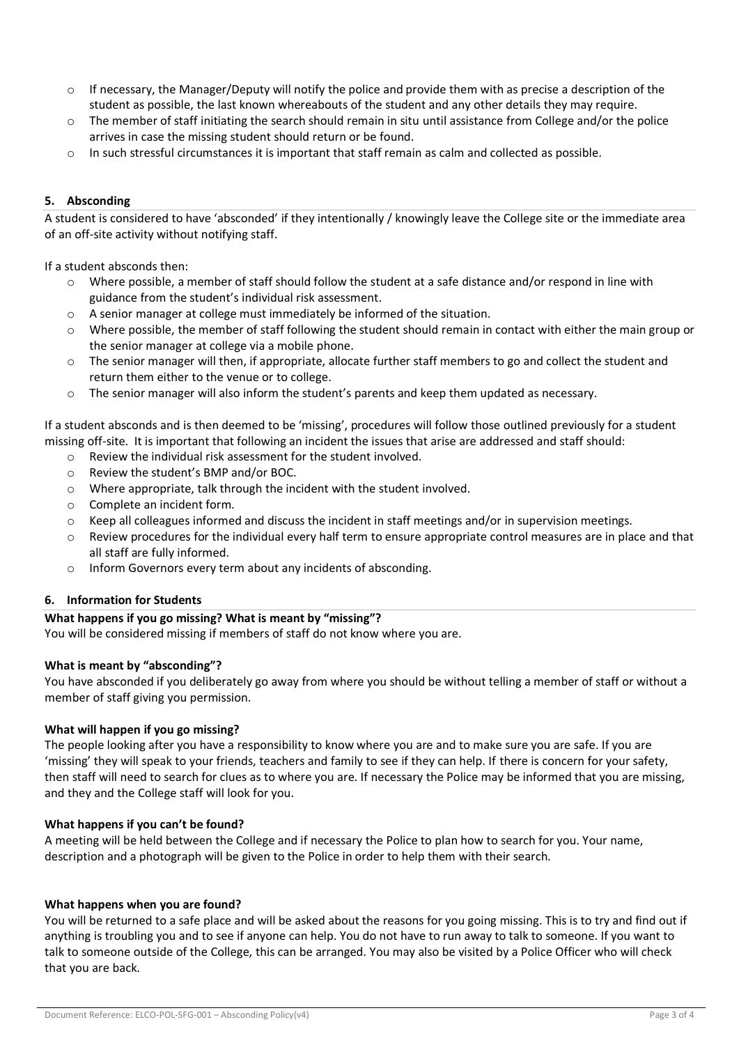- If necessary, the Manager/Deputy will notify the police and provide them with as precise a description of the student as possible, the last known whereabouts of the student and any other details they may require.
- The member of staff initiating the search should remain in situ until assistance from College and/or the police arrives in case the missing student should return or be found.
- In such stressful circumstances it is important that staff remain as calm and collected as possible.

## 5. Absconding

A student is considered to have 'absconded' if they intentionally / knowingly leave the College site or the immediate area of an off-site activity without notifying staff.

If a student absconds then:

- Where possible, a member of staff should follow the student at a safe distance and/or respond in line with guidance from the student's individual risk assessment.
- A senior manager at college must immediately be informed of the situation.
- Where possible, the member of staff following the student should remain in contact with either the main group or the senior manager at college via a mobile phone.
- The senior manager will then, if appropriate, allocate further staff members to go and collect the student and return them either to the venue or to college.
- The senior manager will also inform the student's parents and keep them updated as necessary.

If a student absconds and is then deemed to be 'missing', procedures will follow those outlined previously for a student missing off-site. It is important that following an incident the issues that arise are addressed and staff should:

- Review the individual risk assessment for the student involved.
- Review the student's BMP and/or BOC.
- Where appropriate, talk through the incident with the student involved.
- Complete an incident form.
- Keep all colleagues informed and discuss the incident in staff meetings and/or in supervision meetings.
- Review procedures for the individual every half term to ensure appropriate control measures are in place and that all staff are fully informed.
- Inform Governors every term about any incidents of absconding.

## 6. Information for Students

**What happens if you go missing? What is meant by "missing"?**

You will be considered missing if members of staff do not know where you are.

**What is meant by "absconding"?**

You have absconded if you deliberately go away from where you should be without telling a member of staff or without a member of staff giving you permission.

**What will happen if you go missing?**

The people looking after you have a responsibility to know where you are and to make sure you are safe. If you are 'missing' they will speak to your friends, teachers and family to see if they can help. If there is concern for your safety, then staff will need to search for clues as to where you are. If necessary the Police may be informed that you are missing, and they and the College staff will look for you.

**What happens if you can't be found?**

A meeting will be held between the College and if necessary the Police to plan how to search for you. Your name, description and a photograph will be given to the Police in order to help them with their search.

**What happens when you are found?**

You will be returned to a safe place and will be asked about the reasons for you going missing. This is to try and find out if anything is troubling you and to see if anyone can help. You do not have to run away to talk to someone. If you want to talk to someone outside of the College, this can be arranged. You may also be visited by a Police Officer who will check that you are back.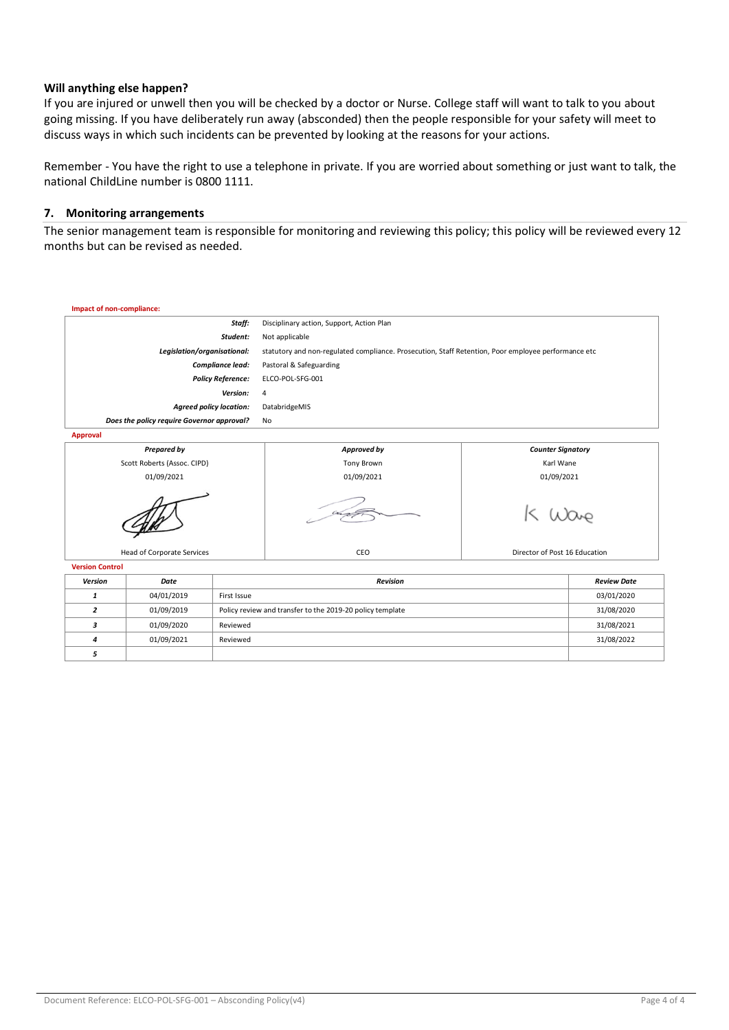### Will anything else happen?

If you are injured or unwell then you will be checked by a doctor or Nurse. College staff will want to talk to you about going missing. If you have deliberately run away (absconded) then the people responsible for your safety will meet to discuss ways in which such incidents can be prevented by looking at the reasons for your actions.

Remember - You have the right to use a telephone in private. If you are worried about something or just want to talk, the national ChildLine number is 0800 1111.

## 7. Monitoring arrangements

The senior management team is responsible for monitoring and reviewing this policy; this policy will be reviewed every 12 months but can be revised as needed.

**Impact of non-compliance:**

| | |
|---|---|
| ***Staff:*** | Disciplinary action, Support, Action Plan |
| ***Student:*** | Not applicable |
| ***Legislation/organisational:*** | statutory and non-regulated compliance. Prosecution, Staff Retention, Poor employee performance etc |
| ***Compliance lead:*** | Pastoral & Safeguarding |
| ***Policy Reference:*** | ELCO-POL-SFG-001 |
| ***Version:*** | 4 |
| ***Agreed policy location:*** | DatabridgeMIS |
| ***Does the policy require Governor approval?*** | No |

**Approval**

| ***Prepared by*** | ***Approved by*** | ***Counter Signatory*** |
|---|---|---|
| Scott Roberts (Assoc. CIPD) | Tony Brown | Karl Wane |
| 01/09/2021 | 01/09/2021 | 01/09/2021 |
| [signature] | [signature] | K Wane |
| Head of Corporate Services | CEO | Director of Post 16 Education |

**Version Control**

| *Version* | *Date* | *Revision* | *Review Date* |
|---|---|---|---|
| *1* | 04/01/2019 | First Issue | 03/01/2020 |
| *2* | 01/09/2019 | Policy review and transfer to the 2019-20 policy template | 31/08/2020 |
| *3* | 01/09/2020 | Reviewed | 31/08/2021 |
| *4* | 01/09/2021 | Reviewed | 31/08/2022 |
| *5* | | | |